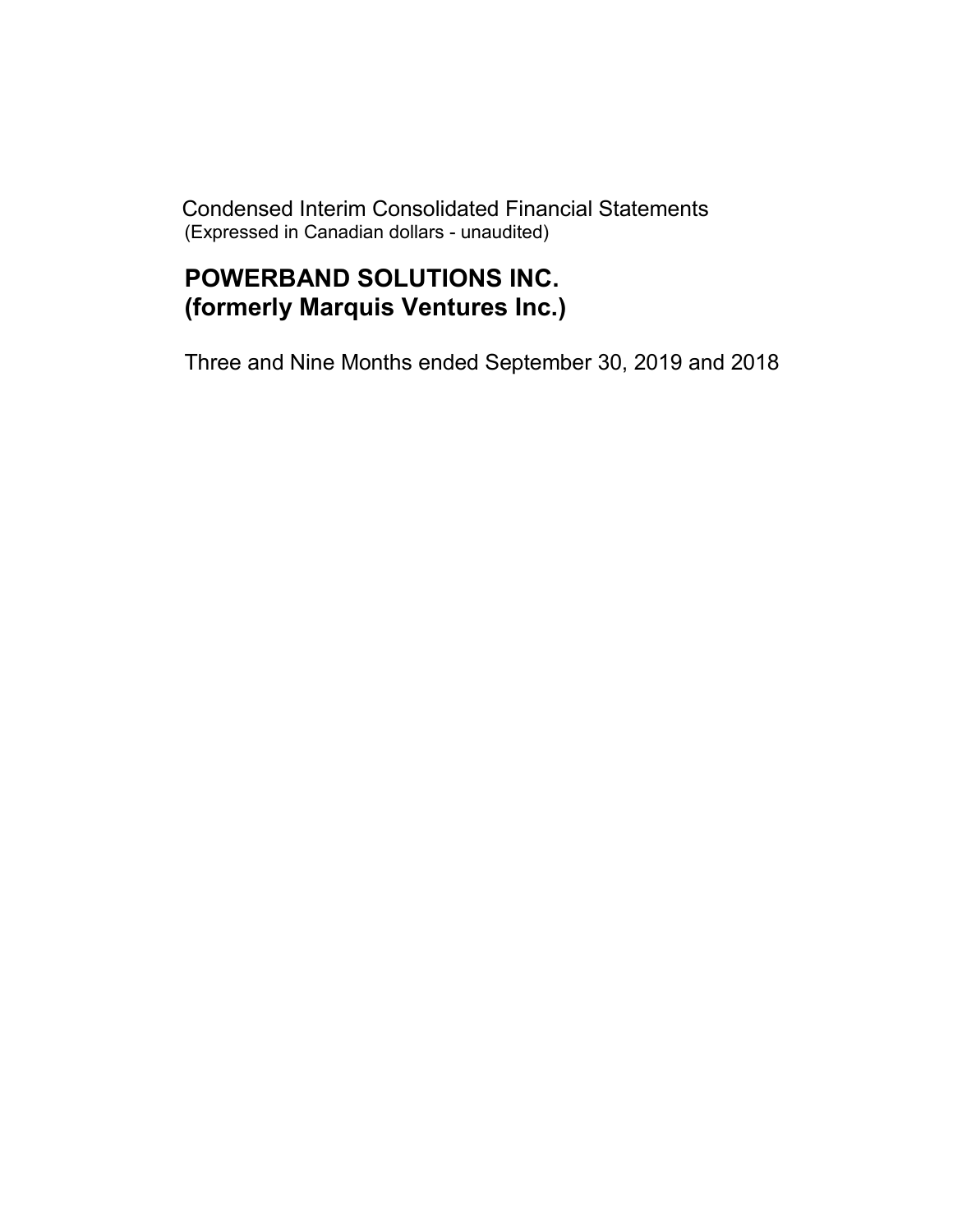Condensed Interim Consolidated Financial Statements
(Expressed in Canadian dollars - unaudited)

# POWERBAND SOLUTIONS INC.
# (formerly Marquis Ventures Inc.)

Three and Nine Months ended September 30, 2019 and 2018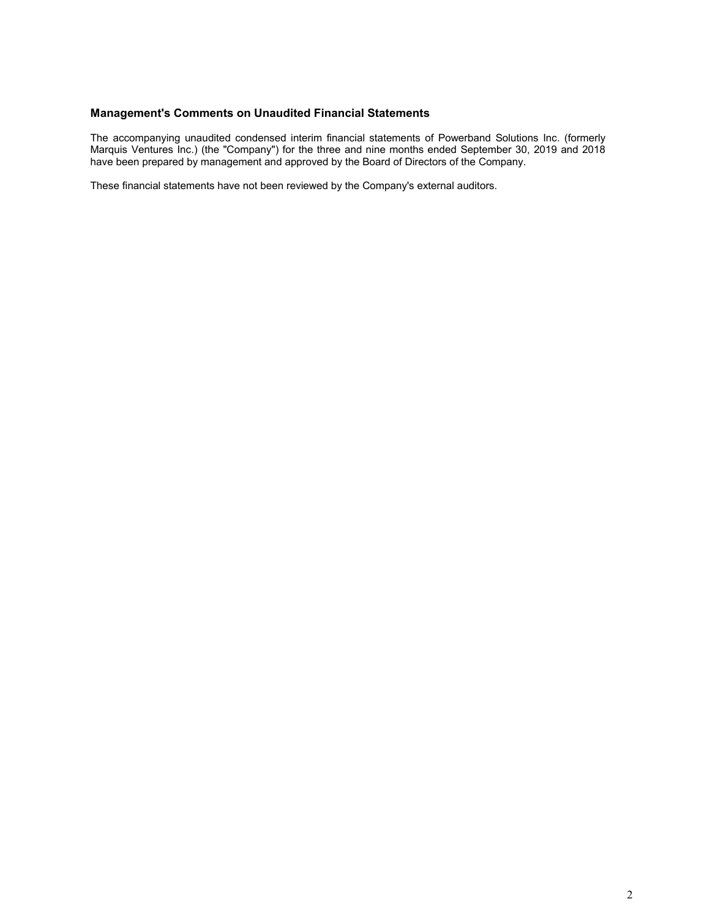## Management's Comments on Unaudited Financial Statements

The accompanying unaudited condensed interim financial statements of Powerband Solutions Inc. (formerly Marquis Ventures Inc.) (the "Company") for the three and nine months ended September 30, 2019 and 2018 have been prepared by management and approved by the Board of Directors of the Company.

These financial statements have not been reviewed by the Company's external auditors.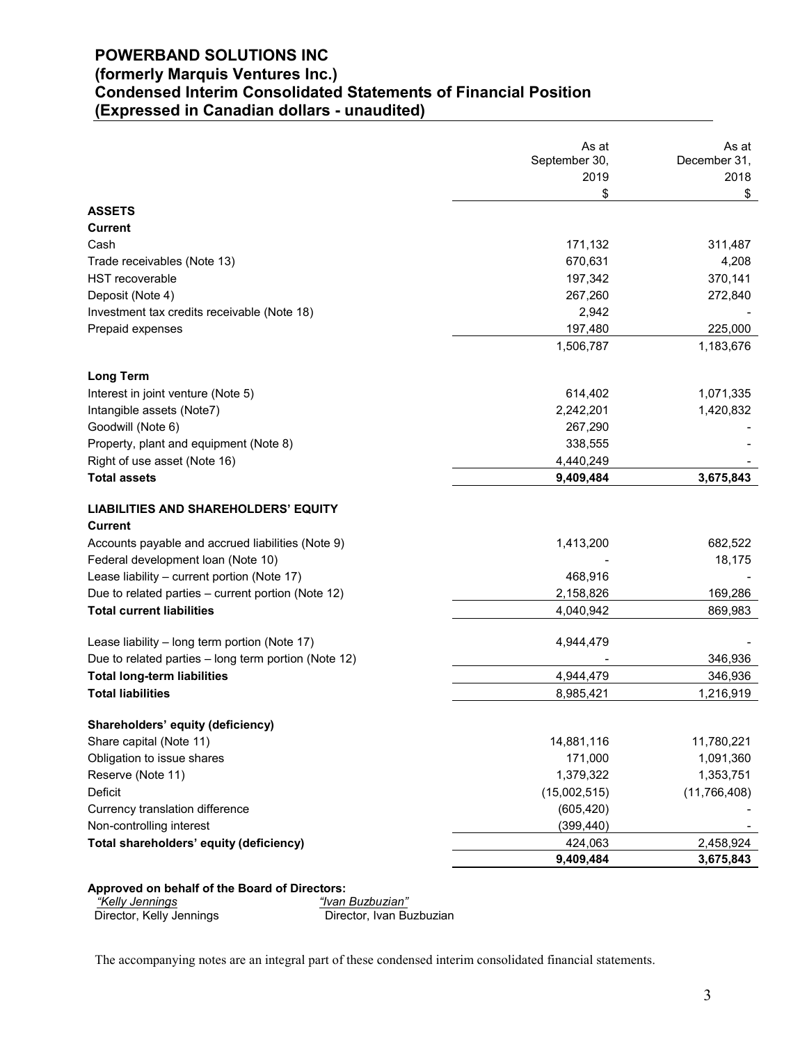# POWERBAND SOLUTIONS INC
## (formerly Marquis Ventures Inc.)
## Condensed Interim Consolidated Statements of Financial Position
## (Expressed in Canadian dollars - unaudited)

| | As at September 30, 2019 | As at December 31, 2018 |
|---|---|---|
| | $ | $ |
| **ASSETS** | | |
| **Current** | | |
| Cash | 171,132 | 311,487 |
| Trade receivables (Note 13) | 670,631 | 4,208 |
| HST recoverable | 197,342 | 370,141 |
| Deposit (Note 4) | 267,260 | 272,840 |
| Investment tax credits receivable (Note 18) | 2,942 | - |
| Prepaid expenses | 197,480 | 225,000 |
| | 1,506,787 | 1,183,676 |
| **Long Term** | | |
| Interest in joint venture (Note 5) | 614,402 | 1,071,335 |
| Intangible assets (Note7) | 2,242,201 | 1,420,832 |
| Goodwill (Note 6) | 267,290 | - |
| Property, plant and equipment (Note 8) | 338,555 | - |
| Right of use asset (Note 16) | 4,440,249 | - |
| **Total assets** | **9,409,484** | **3,675,843** |
| **LIABILITIES AND SHAREHOLDERS' EQUITY** | | |
| **Current** | | |
| Accounts payable and accrued liabilities (Note 9) | 1,413,200 | 682,522 |
| Federal development loan (Note 10) | - | 18,175 |
| Lease liability – current portion (Note 17) | 468,916 | - |
| Due to related parties – current portion (Note 12) | 2,158,826 | 169,286 |
| **Total current liabilities** | 4,040,942 | 869,983 |
| Lease liability – long term portion (Note 17) | 4,944,479 | - |
| Due to related parties – long term portion (Note 12) | - | 346,936 |
| **Total long-term liabilities** | 4,944,479 | 346,936 |
| **Total liabilities** | 8,985,421 | 1,216,919 |
| **Shareholders' equity (deficiency)** | | |
| Share capital (Note 11) | 14,881,116 | 11,780,221 |
| Obligation to issue shares | 171,000 | 1,091,360 |
| Reserve (Note 11) | 1,379,322 | 1,353,751 |
| Deficit | (15,002,515) | (11,766,408) |
| Currency translation difference | (605,420) | - |
| Non-controlling interest | (399,440) | - |
| **Total shareholders' equity (deficiency)** | 424,063 | 2,458,924 |
| | **9,409,484** | **3,675,843** |

**Approved on behalf of the Board of Directors:**

*"Kelly Jennings* — Director, Kelly Jennings

*"Ivan Buzbuzian"* — Director, Ivan Buzbuzian

The accompanying notes are an integral part of these condensed interim consolidated financial statements.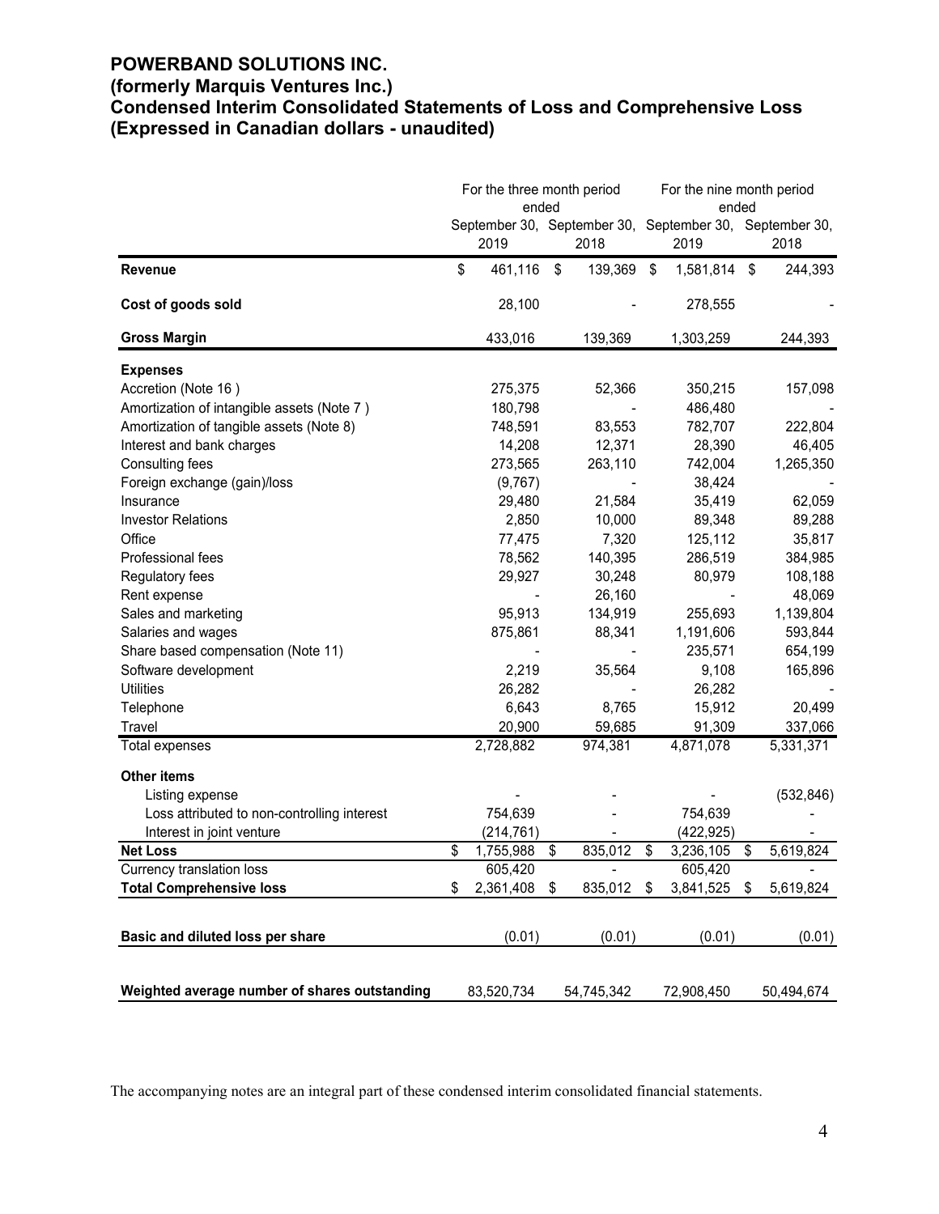# POWERBAND SOLUTIONS INC.
## (formerly Marquis Ventures Inc.)
## Condensed Interim Consolidated Statements of Loss and Comprehensive Loss
## (Expressed in Canadian dollars - unaudited)

| | For the three month period ended | | For the nine month period ended | |
|---|---|---|---|---|
| | September 30, 2019 | September 30, 2018 | September 30, 2019 | September 30, 2018 |
| **Revenue** | $ 461,116 | $ 139,369 | $ 1,581,814 | $ 244,393 |
| **Cost of goods sold** | 28,100 | - | 278,555 | - |
| **Gross Margin** | 433,016 | 139,369 | 1,303,259 | 244,393 |
| **Expenses** | | | | |
| Accretion (Note 16 ) | 275,375 | 52,366 | 350,215 | 157,098 |
| Amortization of intangible assets (Note 7 ) | 180,798 | - | 486,480 | - |
| Amortization of tangible assets (Note 8) | 748,591 | 83,553 | 782,707 | 222,804 |
| Interest and bank charges | 14,208 | 12,371 | 28,390 | 46,405 |
| Consulting fees | 273,565 | 263,110 | 742,004 | 1,265,350 |
| Foreign exchange (gain)/loss | (9,767) | - | 38,424 | - |
| Insurance | 29,480 | 21,584 | 35,419 | 62,059 |
| Investor Relations | 2,850 | 10,000 | 89,348 | 89,288 |
| Office | 77,475 | 7,320 | 125,112 | 35,817 |
| Professional fees | 78,562 | 140,395 | 286,519 | 384,985 |
| Regulatory fees | 29,927 | 30,248 | 80,979 | 108,188 |
| Rent expense | - | 26,160 | - | 48,069 |
| Sales and marketing | 95,913 | 134,919 | 255,693 | 1,139,804 |
| Salaries and wages | 875,861 | 88,341 | 1,191,606 | 593,844 |
| Share based compensation (Note 11) | - | - | 235,571 | 654,199 |
| Software development | 2,219 | 35,564 | 9,108 | 165,896 |
| Utilities | 26,282 | - | 26,282 | - |
| Telephone | 6,643 | 8,765 | 15,912 | 20,499 |
| Travel | 20,900 | 59,685 | 91,309 | 337,066 |
| Total expenses | 2,728,882 | 974,381 | 4,871,078 | 5,331,371 |
| **Other items** | | | | |
| Listing expense | - | - | - | (532,846) |
| Loss attributed to non-controlling interest | 754,639 | - | 754,639 | - |
| Interest in joint venture | (214,761) | - | (422,925) | - |
| **Net Loss** | $ 1,755,988 | $ 835,012 | $ 3,236,105 | $ 5,619,824 |
| Currency translation loss | 605,420 | - | 605,420 | - |
| **Total Comprehensive loss** | $ 2,361,408 | $ 835,012 | $ 3,841,525 | $ 5,619,824 |
| **Basic and diluted loss per share** | (0.01) | (0.01) | (0.01) | (0.01) |
| **Weighted average number of shares outstanding** | 83,520,734 | 54,745,342 | 72,908,450 | 50,494,674 |

The accompanying notes are an integral part of these condensed interim consolidated financial statements.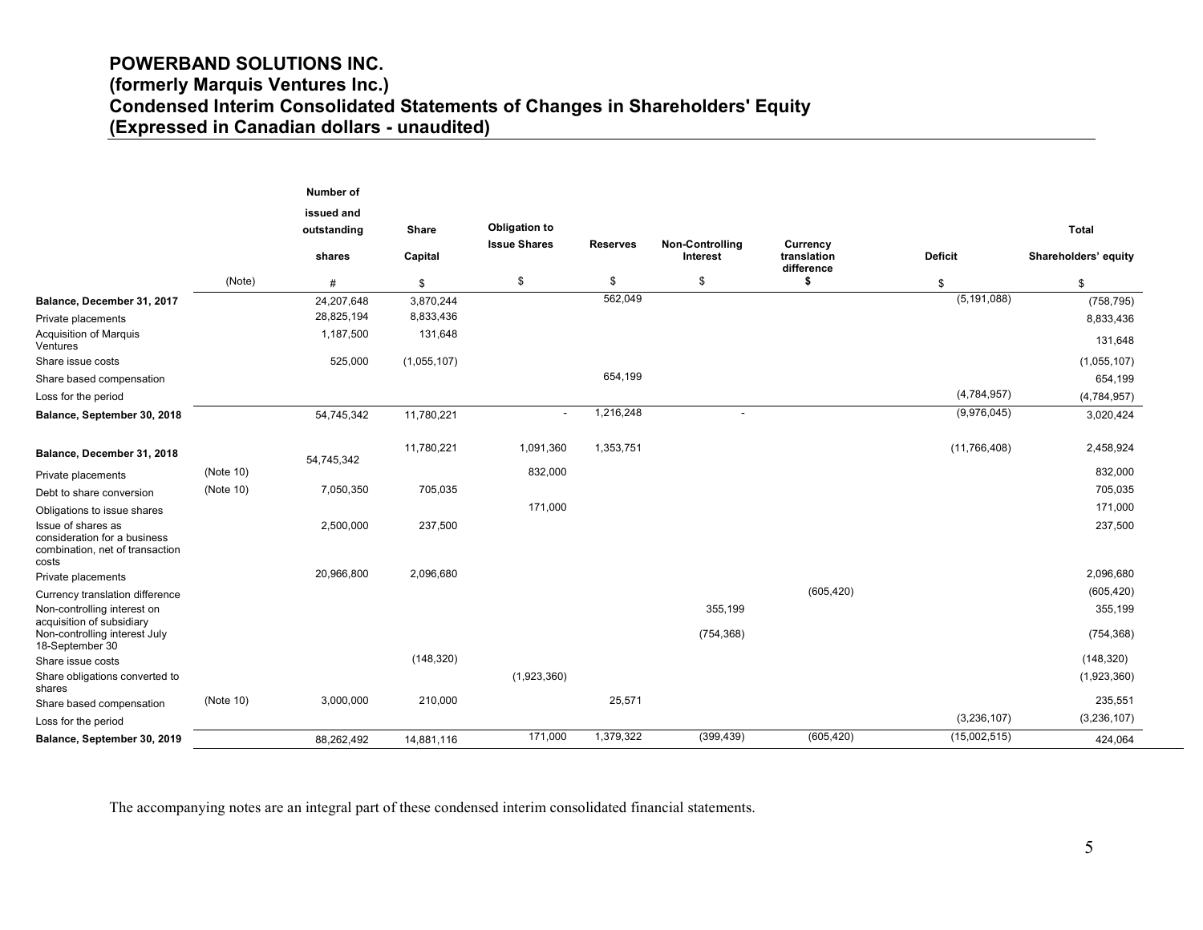# POWERBAND SOLUTIONS INC.
# (formerly Marquis Ventures Inc.)
# Condensed Interim Consolidated Statements of Changes in Shareholders' Equity
# (Expressed in Canadian dollars - unaudited)

| | (Note) | Number of issued and outstanding shares | Share Capital | Obligation to Issue Shares | Reserves | Non-Controlling Interest | Currency translation difference | Deficit | Total Shareholders' equity |
|---|---|---|---|---|---|---|---|---|---|
| | | # | $ | $ | $ | $ | $ | $ | $ |
| **Balance, December 31, 2017** | | 24,207,648 | 3,870,244 | | 562,049 | | | (5,191,088) | (758,795) |
| Private placements | | 28,825,194 | 8,833,436 | | | | | | 8,833,436 |
| Acquisition of Marquis Ventures | | 1,187,500 | 131,648 | | | | | | 131,648 |
| Share issue costs | | 525,000 | (1,055,107) | | | | | | (1,055,107) |
| Share based compensation | | | | | 654,199 | | | | 654,199 |
| Loss for the period | | | | | | | | (4,784,957) | (4,784,957) |
| **Balance, September 30, 2018** | | 54,745,342 | 11,780,221 | - | 1,216,248 | - | | (9,976,045) | 3,020,424 |
| | | | | | | | | | |
| **Balance, December 31, 2018** | | 54,745,342 | 11,780,221 | 1,091,360 | 1,353,751 | | | (11,766,408) | 2,458,924 |
| Private placements | (Note 10) | | | 832,000 | | | | | 832,000 |
| Debt to share conversion | (Note 10) | 7,050,350 | 705,035 | | | | | | 705,035 |
| Obligations to issue shares | | | | 171,000 | | | | | 171,000 |
| Issue of shares as consideration for a business combination, net of transaction costs | | 2,500,000 | 237,500 | | | | | | 237,500 |
| Private placements | | 20,966,800 | 2,096,680 | | | | | | 2,096,680 |
| Currency translation difference | | | | | | | (605,420) | | (605,420) |
| Non-controlling interest on acquisition of subsidiary | | | | | | 355,199 | | | 355,199 |
| Non-controlling interest July 18-September 30 | | | | | | (754,368) | | | (754,368) |
| Share issue costs | | | (148,320) | | | | | | (148,320) |
| Share obligations converted to shares | | | | (1,923,360) | | | | | (1,923,360) |
| Share based compensation | (Note 10) | 3,000,000 | 210,000 | | 25,571 | | | | 235,551 |
| Loss for the period | | | | | | | | (3,236,107) | (3,236,107) |
| **Balance, September 30, 2019** | | 88,262,492 | 14,881,116 | 171,000 | 1,379,322 | (399,439) | (605,420) | (15,002,515) | 424,064 |

The accompanying notes are an integral part of these condensed interim consolidated financial statements.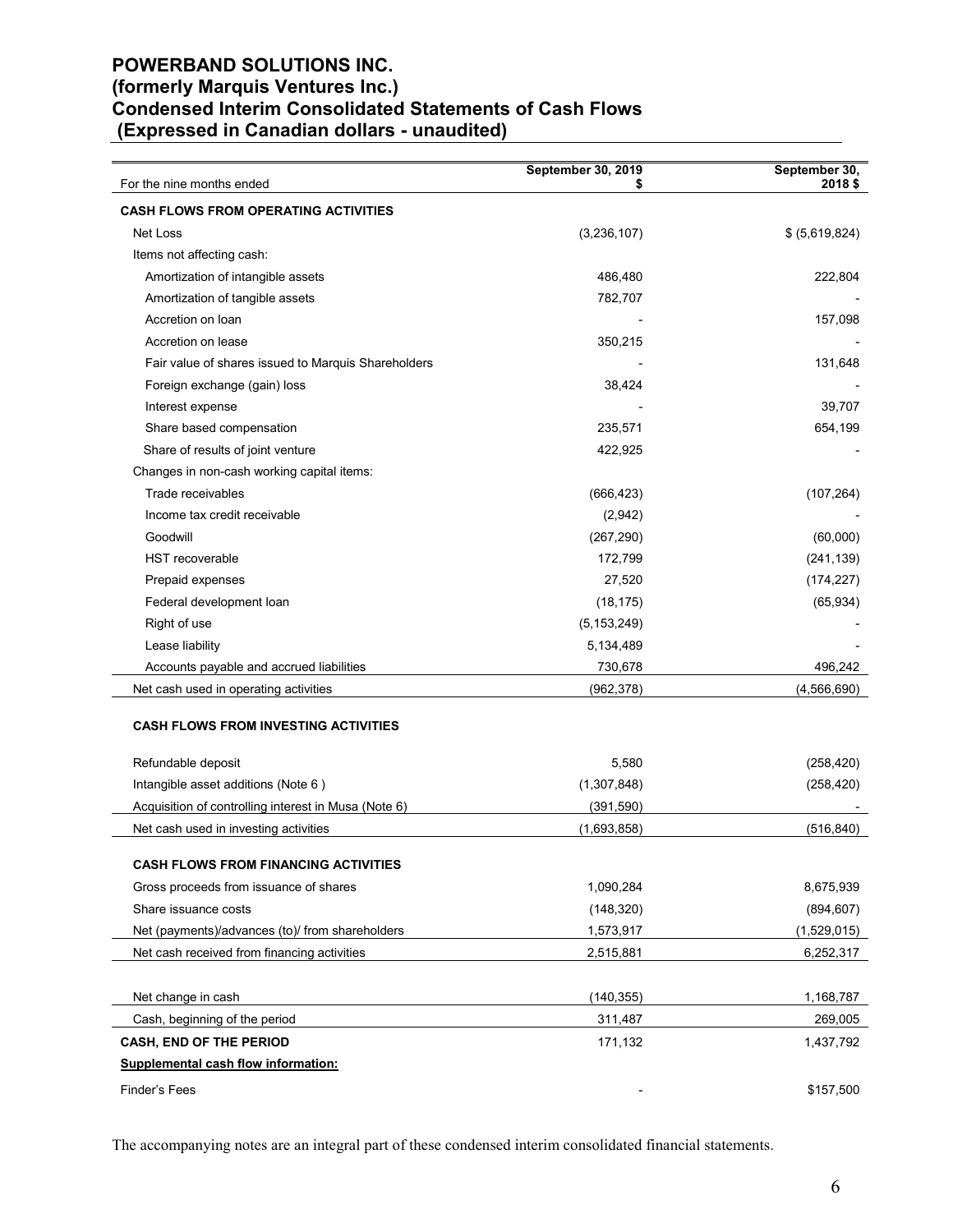# POWERBAND SOLUTIONS INC.
# (formerly Marquis Ventures Inc.)
# Condensed Interim Consolidated Statements of Cash Flows
# (Expressed in Canadian dollars - unaudited)

| For the nine months ended | September 30, 2019 $ | September 30, 2018 $ |
|---|---|---|
| **CASH FLOWS FROM OPERATING ACTIVITIES** | | |
| Net Loss | (3,236,107) | $ (5,619,824) |
| Items not affecting cash: | | |
| Amortization of intangible assets | 486,480 | 222,804 |
| Amortization of tangible assets | 782,707 | - |
| Accretion on loan | - | 157,098 |
| Accretion on lease | 350,215 | - |
| Fair value of shares issued to Marquis Shareholders | - | 131,648 |
| Foreign exchange (gain) loss | 38,424 | - |
| Interest expense | - | 39,707 |
| Share based compensation | 235,571 | 654,199 |
| Share of results of joint venture | 422,925 | - |
| Changes in non-cash working capital items: | | |
| Trade receivables | (666,423) | (107,264) |
| Income tax credit receivable | (2,942) | - |
| Goodwill | (267,290) | (60,000) |
| HST recoverable | 172,799 | (241,139) |
| Prepaid expenses | 27,520 | (174,227) |
| Federal development loan | (18,175) | (65,934) |
| Right of use | (5,153,249) | - |
| Lease liability | 5,134,489 | - |
| Accounts payable and accrued liabilities | 730,678 | 496,242 |
| Net cash used in operating activities | (962,378) | (4,566,690) |
| **CASH FLOWS FROM INVESTING ACTIVITIES** | | |
| Refundable deposit | 5,580 | (258,420) |
| Intangible asset additions (Note 6 ) | (1,307,848) | (258,420) |
| Acquisition of controlling interest in Musa (Note 6) | (391,590) | - |
| Net cash used in investing activities | (1,693,858) | (516,840) |
| **CASH FLOWS FROM FINANCING ACTIVITIES** | | |
| Gross proceeds from issuance of shares | 1,090,284 | 8,675,939 |
| Share issuance costs | (148,320) | (894,607) |
| Net (payments)/advances (to)/ from shareholders | 1,573,917 | (1,529,015) |
| Net cash received from financing activities | 2,515,881 | 6,252,317 |
| Net change in cash | (140,355) | 1,168,787 |
| Cash, beginning of the period | 311,487 | 269,005 |
| **CASH, END OF THE PERIOD** | 171,132 | 1,437,792 |
| **Supplemental cash flow information:** | | |
| Finder's Fees | - | $157,500 |

The accompanying notes are an integral part of these condensed interim consolidated financial statements.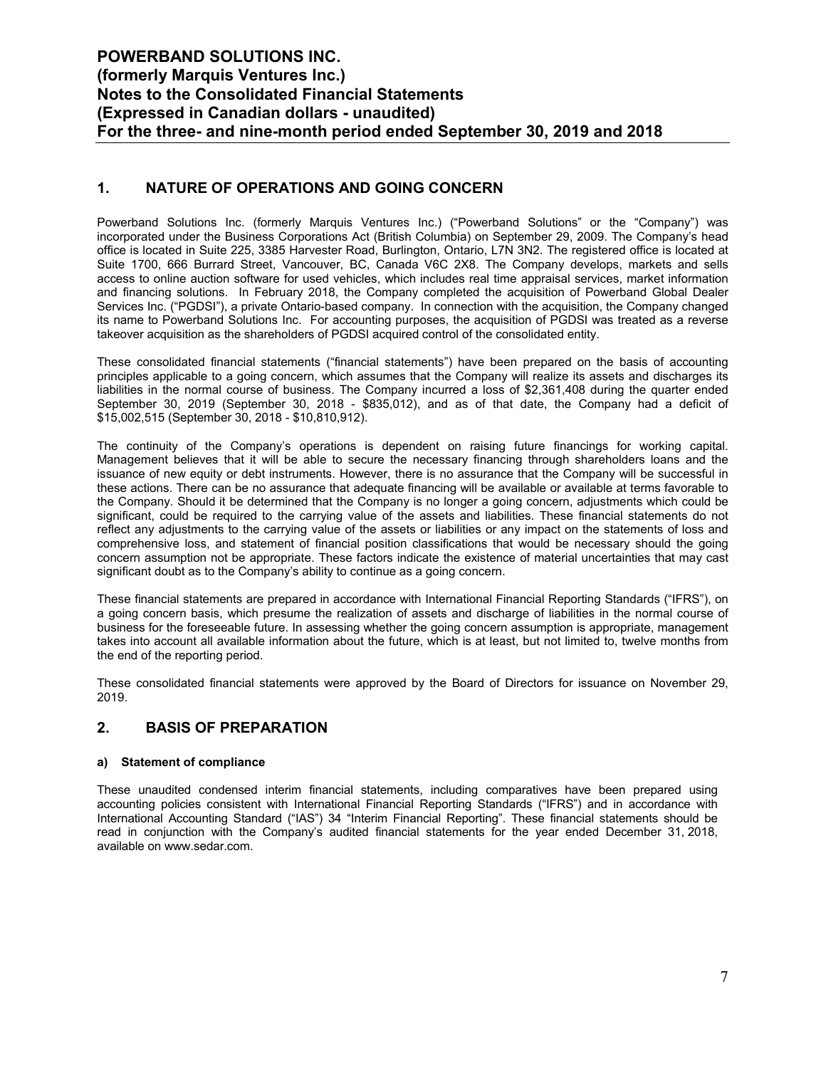# POWERBAND SOLUTIONS INC.
# (formerly Marquis Ventures Inc.)
# Notes to the Consolidated Financial Statements
# (Expressed in Canadian dollars - unaudited)
# For the three- and nine-month period ended September 30, 2019 and 2018

## 1. NATURE OF OPERATIONS AND GOING CONCERN

Powerband Solutions Inc. (formerly Marquis Ventures Inc.) ("Powerband Solutions" or the "Company") was incorporated under the Business Corporations Act (British Columbia) on September 29, 2009. The Company's head office is located in Suite 225, 3385 Harvester Road, Burlington, Ontario, L7N 3N2. The registered office is located at Suite 1700, 666 Burrard Street, Vancouver, BC, Canada V6C 2X8. The Company develops, markets and sells access to online auction software for used vehicles, which includes real time appraisal services, market information and financing solutions. In February 2018, the Company completed the acquisition of Powerband Global Dealer Services Inc. ("PGDSI"), a private Ontario-based company. In connection with the acquisition, the Company changed its name to Powerband Solutions Inc. For accounting purposes, the acquisition of PGDSI was treated as a reverse takeover acquisition as the shareholders of PGDSI acquired control of the consolidated entity.

These consolidated financial statements ("financial statements") have been prepared on the basis of accounting principles applicable to a going concern, which assumes that the Company will realize its assets and discharges its liabilities in the normal course of business. The Company incurred a loss of $2,361,408 during the quarter ended September 30, 2019 (September 30, 2018 - $835,012), and as of that date, the Company had a deficit of $15,002,515 (September 30, 2018 - $10,810,912).

The continuity of the Company's operations is dependent on raising future financings for working capital. Management believes that it will be able to secure the necessary financing through shareholders loans and the issuance of new equity or debt instruments. However, there is no assurance that the Company will be successful in these actions. There can be no assurance that adequate financing will be available or available at terms favorable to the Company. Should it be determined that the Company is no longer a going concern, adjustments which could be significant, could be required to the carrying value of the assets and liabilities. These financial statements do not reflect any adjustments to the carrying value of the assets or liabilities or any impact on the statements of loss and comprehensive loss, and statement of financial position classifications that would be necessary should the going concern assumption not be appropriate. These factors indicate the existence of material uncertainties that may cast significant doubt as to the Company's ability to continue as a going concern.

These financial statements are prepared in accordance with International Financial Reporting Standards ("IFRS"), on a going concern basis, which presume the realization of assets and discharge of liabilities in the normal course of business for the foreseeable future. In assessing whether the going concern assumption is appropriate, management takes into account all available information about the future, which is at least, but not limited to, twelve months from the end of the reporting period.

These consolidated financial statements were approved by the Board of Directors for issuance on November 29, 2019.

## 2. BASIS OF PREPARATION

### a) Statement of compliance

These unaudited condensed interim financial statements, including comparatives have been prepared using accounting policies consistent with International Financial Reporting Standards ("IFRS") and in accordance with International Accounting Standard ("IAS") 34 "Interim Financial Reporting". These financial statements should be read in conjunction with the Company's audited financial statements for the year ended December 31, 2018, available on www.sedar.com.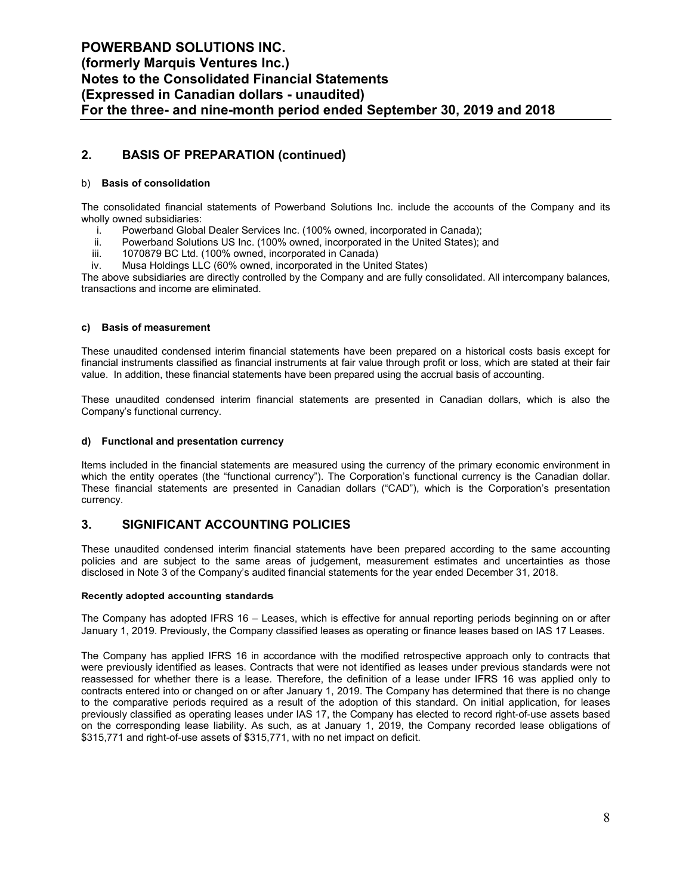## 2. BASIS OF PREPARATION (continued)

b) **Basis of consolidation**

The consolidated financial statements of Powerband Solutions Inc. include the accounts of the Company and its wholly owned subsidiaries:

i. Powerband Global Dealer Services Inc. (100% owned, incorporated in Canada);
ii. Powerband Solutions US Inc. (100% owned, incorporated in the United States); and
iii. 1070879 BC Ltd. (100% owned, incorporated in Canada)
iv. Musa Holdings LLC (60% owned, incorporated in the United States)

The above subsidiaries are directly controlled by the Company and are fully consolidated. All intercompany balances, transactions and income are eliminated.

**c) Basis of measurement**

These unaudited condensed interim financial statements have been prepared on a historical costs basis except for financial instruments classified as financial instruments at fair value through profit or loss, which are stated at their fair value. In addition, these financial statements have been prepared using the accrual basis of accounting.

These unaudited condensed interim financial statements are presented in Canadian dollars, which is also the Company's functional currency.

**d) Functional and presentation currency**

Items included in the financial statements are measured using the currency of the primary economic environment in which the entity operates (the "functional currency"). The Corporation's functional currency is the Canadian dollar. These financial statements are presented in Canadian dollars ("CAD"), which is the Corporation's presentation currency.

## 3. SIGNIFICANT ACCOUNTING POLICIES

These unaudited condensed interim financial statements have been prepared according to the same accounting policies and are subject to the same areas of judgement, measurement estimates and uncertainties as those disclosed in Note 3 of the Company's audited financial statements for the year ended December 31, 2018.

**Recently adopted accounting standards**

The Company has adopted IFRS 16 – Leases, which is effective for annual reporting periods beginning on or after January 1, 2019. Previously, the Company classified leases as operating or finance leases based on IAS 17 Leases.

The Company has applied IFRS 16 in accordance with the modified retrospective approach only to contracts that were previously identified as leases. Contracts that were not identified as leases under previous standards were not reassessed for whether there is a lease. Therefore, the definition of a lease under IFRS 16 was applied only to contracts entered into or changed on or after January 1, 2019. The Company has determined that there is no change to the comparative periods required as a result of the adoption of this standard. On initial application, for leases previously classified as operating leases under IAS 17, the Company has elected to record right-of-use assets based on the corresponding lease liability. As such, as at January 1, 2019, the Company recorded lease obligations of $315,771 and right-of-use assets of $315,771, with no net impact on deficit.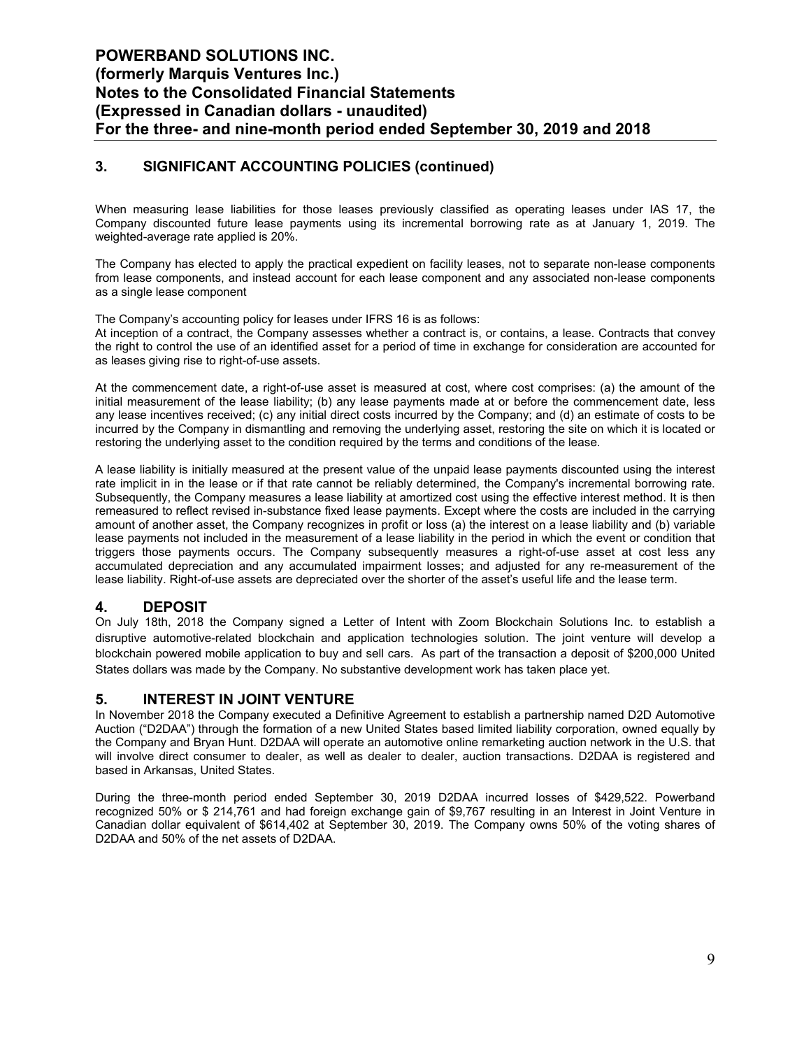## 3. SIGNIFICANT ACCOUNTING POLICIES (continued)

When measuring lease liabilities for those leases previously classified as operating leases under IAS 17, the Company discounted future lease payments using its incremental borrowing rate as at January 1, 2019. The weighted-average rate applied is 20%.

The Company has elected to apply the practical expedient on facility leases, not to separate non-lease components from lease components, and instead account for each lease component and any associated non-lease components as a single lease component

The Company's accounting policy for leases under IFRS 16 is as follows:
At inception of a contract, the Company assesses whether a contract is, or contains, a lease. Contracts that convey the right to control the use of an identified asset for a period of time in exchange for consideration are accounted for as leases giving rise to right-of-use assets.

At the commencement date, a right-of-use asset is measured at cost, where cost comprises: (a) the amount of the initial measurement of the lease liability; (b) any lease payments made at or before the commencement date, less any lease incentives received; (c) any initial direct costs incurred by the Company; and (d) an estimate of costs to be incurred by the Company in dismantling and removing the underlying asset, restoring the site on which it is located or restoring the underlying asset to the condition required by the terms and conditions of the lease.

A lease liability is initially measured at the present value of the unpaid lease payments discounted using the interest rate implicit in in the lease or if that rate cannot be reliably determined, the Company's incremental borrowing rate. Subsequently, the Company measures a lease liability at amortized cost using the effective interest method. It is then remeasured to reflect revised in-substance fixed lease payments. Except where the costs are included in the carrying amount of another asset, the Company recognizes in profit or loss (a) the interest on a lease liability and (b) variable lease payments not included in the measurement of a lease liability in the period in which the event or condition that triggers those payments occurs. The Company subsequently measures a right-of-use asset at cost less any accumulated depreciation and any accumulated impairment losses; and adjusted for any re-measurement of the lease liability. Right-of-use assets are depreciated over the shorter of the asset's useful life and the lease term.

## 4. DEPOSIT

On July 18th, 2018 the Company signed a Letter of Intent with Zoom Blockchain Solutions Inc. to establish a disruptive automotive-related blockchain and application technologies solution. The joint venture will develop a blockchain powered mobile application to buy and sell cars. As part of the transaction a deposit of $200,000 United States dollars was made by the Company. No substantive development work has taken place yet.

## 5. INTEREST IN JOINT VENTURE

In November 2018 the Company executed a Definitive Agreement to establish a partnership named D2D Automotive Auction ("D2DAA") through the formation of a new United States based limited liability corporation, owned equally by the Company and Bryan Hunt. D2DAA will operate an automotive online remarketing auction network in the U.S. that will involve direct consumer to dealer, as well as dealer to dealer, auction transactions. D2DAA is registered and based in Arkansas, United States.

During the three-month period ended September 30, 2019 D2DAA incurred losses of $429,522. Powerband recognized 50% or $ 214,761 and had foreign exchange gain of $9,767 resulting in an Interest in Joint Venture in Canadian dollar equivalent of $614,402 at September 30, 2019. The Company owns 50% of the voting shares of D2DAA and 50% of the net assets of D2DAA.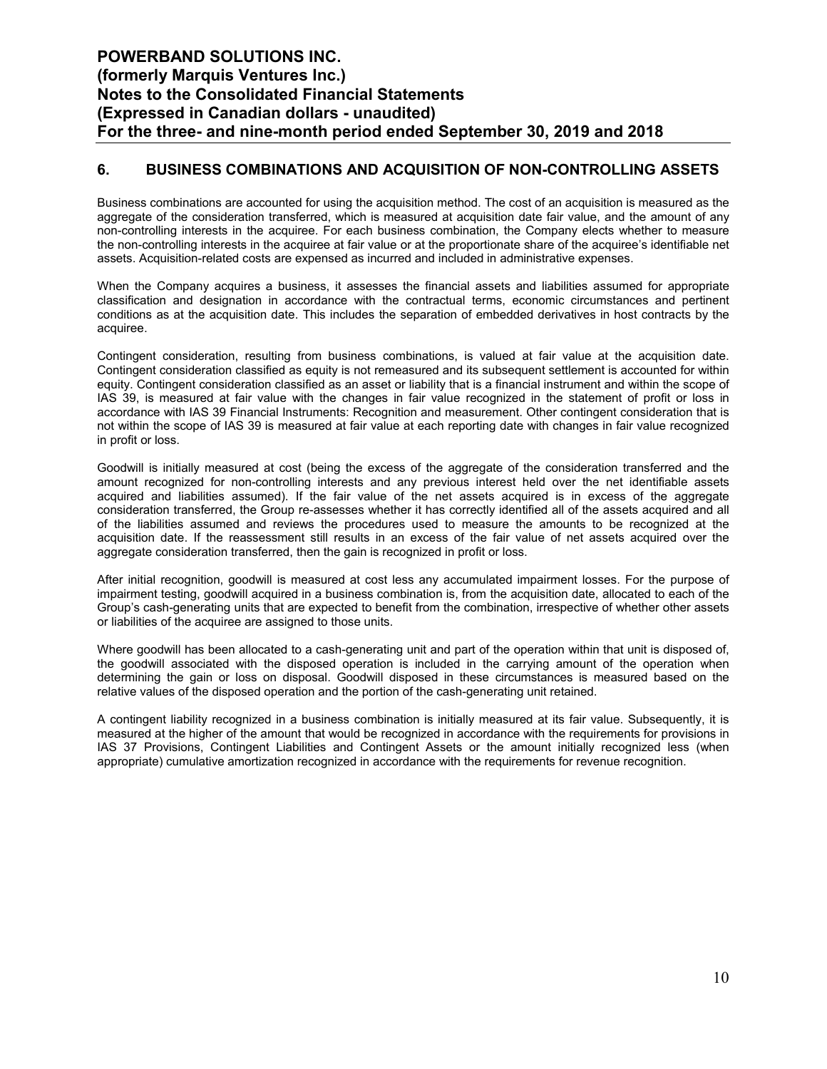## 6. BUSINESS COMBINATIONS AND ACQUISITION OF NON-CONTROLLING ASSETS

Business combinations are accounted for using the acquisition method. The cost of an acquisition is measured as the aggregate of the consideration transferred, which is measured at acquisition date fair value, and the amount of any non-controlling interests in the acquiree. For each business combination, the Company elects whether to measure the non-controlling interests in the acquiree at fair value or at the proportionate share of the acquiree's identifiable net assets. Acquisition-related costs are expensed as incurred and included in administrative expenses.

When the Company acquires a business, it assesses the financial assets and liabilities assumed for appropriate classification and designation in accordance with the contractual terms, economic circumstances and pertinent conditions as at the acquisition date. This includes the separation of embedded derivatives in host contracts by the acquiree.

Contingent consideration, resulting from business combinations, is valued at fair value at the acquisition date. Contingent consideration classified as equity is not remeasured and its subsequent settlement is accounted for within equity. Contingent consideration classified as an asset or liability that is a financial instrument and within the scope of IAS 39, is measured at fair value with the changes in fair value recognized in the statement of profit or loss in accordance with IAS 39 Financial Instruments: Recognition and measurement. Other contingent consideration that is not within the scope of IAS 39 is measured at fair value at each reporting date with changes in fair value recognized in profit or loss.

Goodwill is initially measured at cost (being the excess of the aggregate of the consideration transferred and the amount recognized for non-controlling interests and any previous interest held over the net identifiable assets acquired and liabilities assumed). If the fair value of the net assets acquired is in excess of the aggregate consideration transferred, the Group re-assesses whether it has correctly identified all of the assets acquired and all of the liabilities assumed and reviews the procedures used to measure the amounts to be recognized at the acquisition date. If the reassessment still results in an excess of the fair value of net assets acquired over the aggregate consideration transferred, then the gain is recognized in profit or loss.

After initial recognition, goodwill is measured at cost less any accumulated impairment losses. For the purpose of impairment testing, goodwill acquired in a business combination is, from the acquisition date, allocated to each of the Group's cash-generating units that are expected to benefit from the combination, irrespective of whether other assets or liabilities of the acquiree are assigned to those units.

Where goodwill has been allocated to a cash-generating unit and part of the operation within that unit is disposed of, the goodwill associated with the disposed operation is included in the carrying amount of the operation when determining the gain or loss on disposal. Goodwill disposed in these circumstances is measured based on the relative values of the disposed operation and the portion of the cash-generating unit retained.

A contingent liability recognized in a business combination is initially measured at its fair value. Subsequently, it is measured at the higher of the amount that would be recognized in accordance with the requirements for provisions in IAS 37 Provisions, Contingent Liabilities and Contingent Assets or the amount initially recognized less (when appropriate) cumulative amortization recognized in accordance with the requirements for revenue recognition.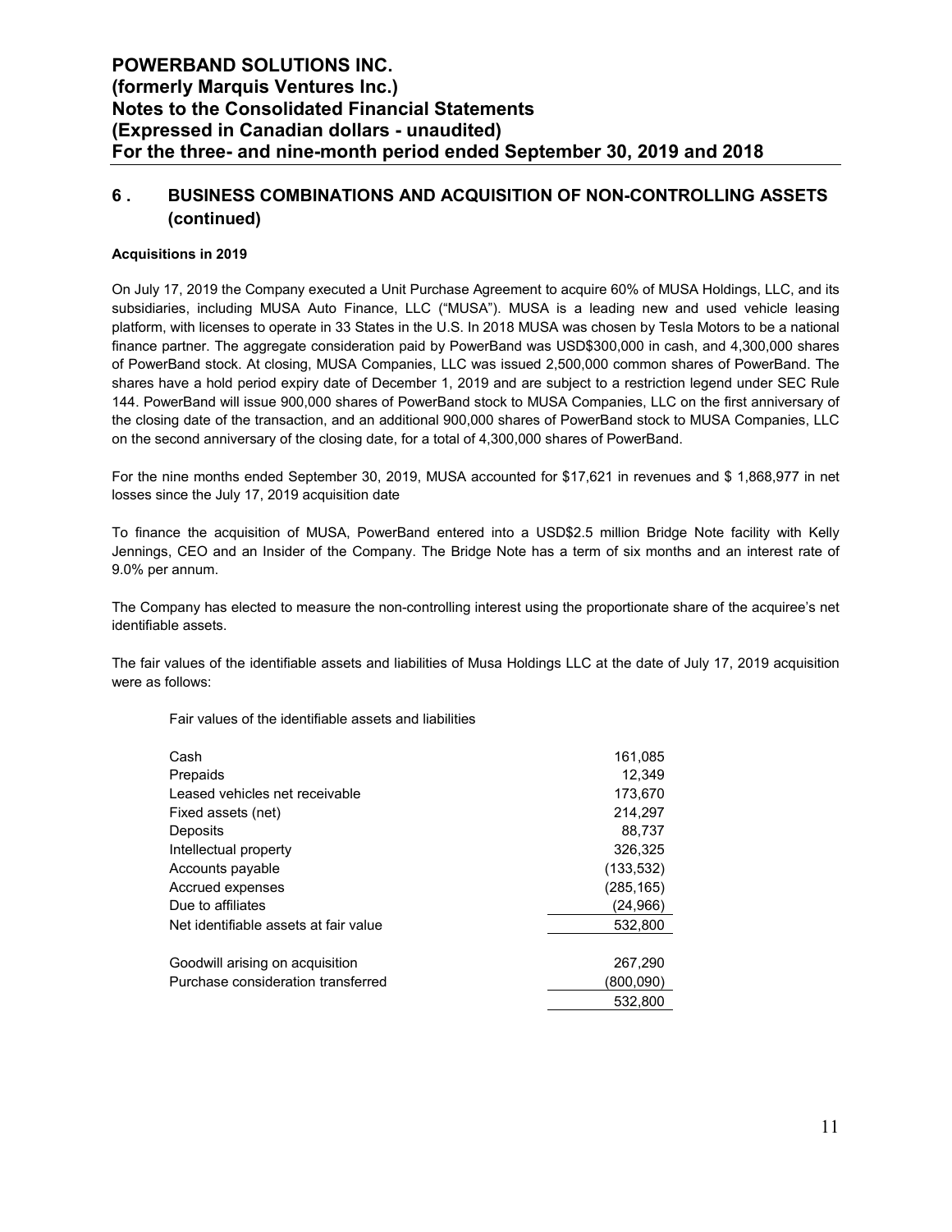## 6 . BUSINESS COMBINATIONS AND ACQUISITION OF NON-CONTROLLING ASSETS (continued)

**Acquisitions in 2019**

On July 17, 2019 the Company executed a Unit Purchase Agreement to acquire 60% of MUSA Holdings, LLC, and its subsidiaries, including MUSA Auto Finance, LLC ("MUSA"). MUSA is a leading new and used vehicle leasing platform, with licenses to operate in 33 States in the U.S. In 2018 MUSA was chosen by Tesla Motors to be a national finance partner. The aggregate consideration paid by PowerBand was USD$300,000 in cash, and 4,300,000 shares of PowerBand stock. At closing, MUSA Companies, LLC was issued 2,500,000 common shares of PowerBand. The shares have a hold period expiry date of December 1, 2019 and are subject to a restriction legend under SEC Rule 144. PowerBand will issue 900,000 shares of PowerBand stock to MUSA Companies, LLC on the first anniversary of the closing date of the transaction, and an additional 900,000 shares of PowerBand stock to MUSA Companies, LLC on the second anniversary of the closing date, for a total of 4,300,000 shares of PowerBand.

For the nine months ended September 30, 2019, MUSA accounted for $17,621 in revenues and $ 1,868,977 in net losses since the July 17, 2019 acquisition date

To finance the acquisition of MUSA, PowerBand entered into a USD$2.5 million Bridge Note facility with Kelly Jennings, CEO and an Insider of the Company. The Bridge Note has a term of six months and an interest rate of 9.0% per annum.

The Company has elected to measure the non-controlling interest using the proportionate share of the acquiree's net identifiable assets.

The fair values of the identifiable assets and liabilities of Musa Holdings LLC at the date of July 17, 2019 acquisition were as follows:

| Fair values of the identifiable assets and liabilities | |
|---|---|
| Cash | 161,085 |
| Prepaids | 12,349 |
| Leased vehicles net receivable | 173,670 |
| Fixed assets (net) | 214,297 |
| Deposits | 88,737 |
| Intellectual property | 326,325 |
| Accounts payable | (133,532) |
| Accrued expenses | (285,165) |
| Due to affiliates | (24,966) |
| Net identifiable assets at fair value | 532,800 |
| | |
| Goodwill arising on acquisition | 267,290 |
| Purchase consideration transferred | (800,090) |
| | 532,800 |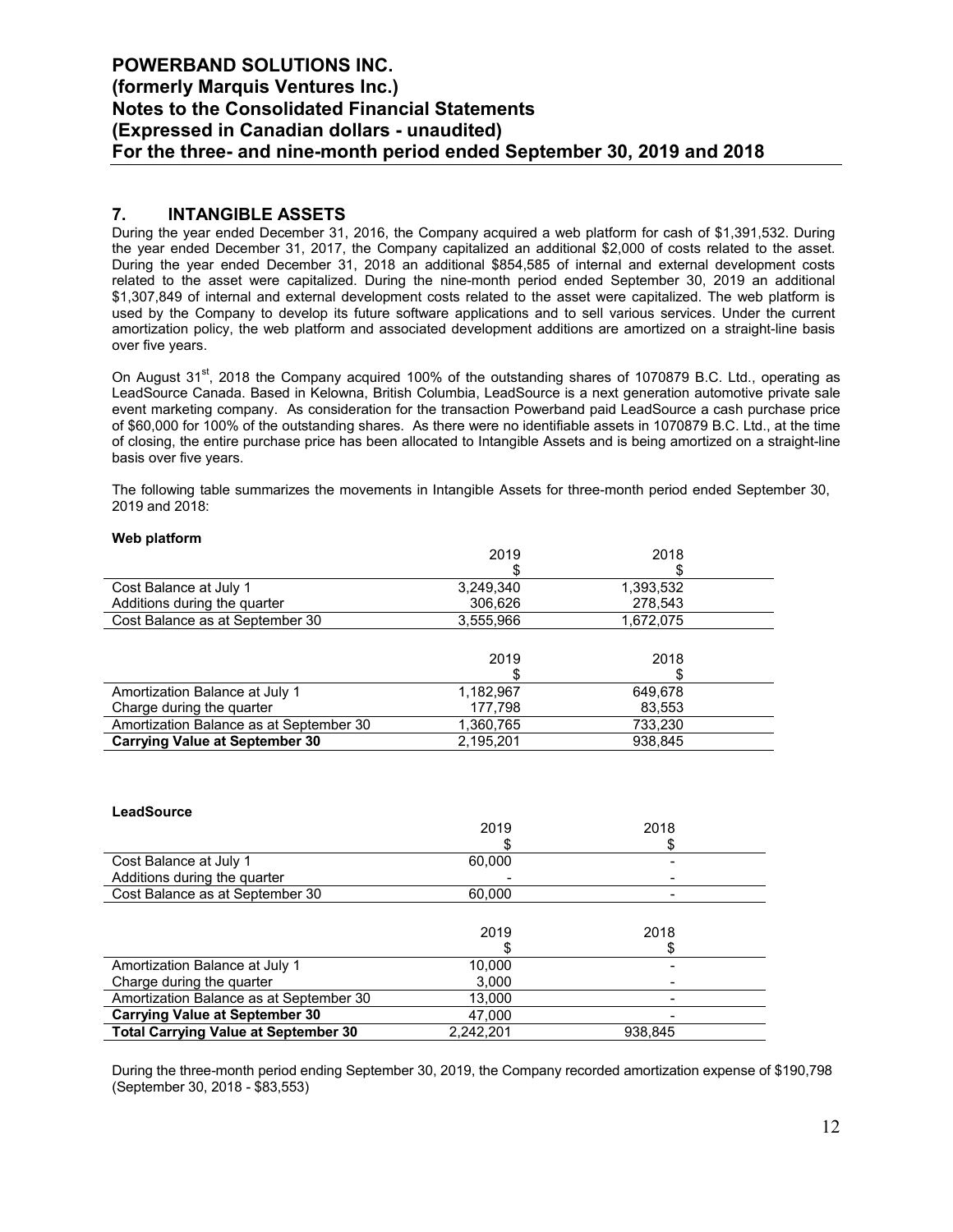## 7. INTANGIBLE ASSETS

During the year ended December 31, 2016, the Company acquired a web platform for cash of $1,391,532. During the year ended December 31, 2017, the Company capitalized an additional $2,000 of costs related to the asset. During the year ended December 31, 2018 an additional $854,585 of internal and external development costs related to the asset were capitalized. During the nine-month period ended September 30, 2019 an additional $1,307,849 of internal and external development costs related to the asset were capitalized. The web platform is used by the Company to develop its future software applications and to sell various services. Under the current amortization policy, the web platform and associated development additions are amortized on a straight-line basis over five years.

On August 31st, 2018 the Company acquired 100% of the outstanding shares of 1070879 B.C. Ltd., operating as LeadSource Canada. Based in Kelowna, British Columbia, LeadSource is a next generation automotive private sale event marketing company. As consideration for the transaction Powerband paid LeadSource a cash purchase price of $60,000 for 100% of the outstanding shares. As there were no identifiable assets in 1070879 B.C. Ltd., at the time of closing, the entire purchase price has been allocated to Intangible Assets and is being amortized on a straight-line basis over five years.

The following table summarizes the movements in Intangible Assets for three-month period ended September 30, 2019 and 2018:

**Web platform**

| | 2019<br>$ | 2018<br>$ |
|---|---|---|
| Cost Balance at July 1 | 3,249,340 | 1,393,532 |
| Additions during the quarter | 306,626 | 278,543 |
| Cost Balance as at September 30 | 3,555,966 | 1,672,075 |

| | 2019<br>$ | 2018<br>$ |
|---|---|---|
| Amortization Balance at July 1 | 1,182,967 | 649,678 |
| Charge during the quarter | 177,798 | 83,553 |
| Amortization Balance as at September 30 | 1,360,765 | 733,230 |
| **Carrying Value at September 30** | 2,195,201 | 938,845 |

**LeadSource**

| | 2019<br>$ | 2018<br>$ |
|---|---|---|
| Cost Balance at July 1 | 60,000 | - |
| Additions during the quarter | - | - |
| Cost Balance as at September 30 | 60,000 | - |

| | 2019<br>$ | 2018<br>$ |
|---|---|---|
| Amortization Balance at July 1 | 10,000 | - |
| Charge during the quarter | 3,000 | - |
| Amortization Balance as at September 30 | 13,000 | - |
| **Carrying Value at September 30** | 47,000 | - |
| **Total Carrying Value at September 30** | 2,242,201 | 938,845 |

During the three-month period ending September 30, 2019, the Company recorded amortization expense of $190,798 (September 30, 2018 - $83,553)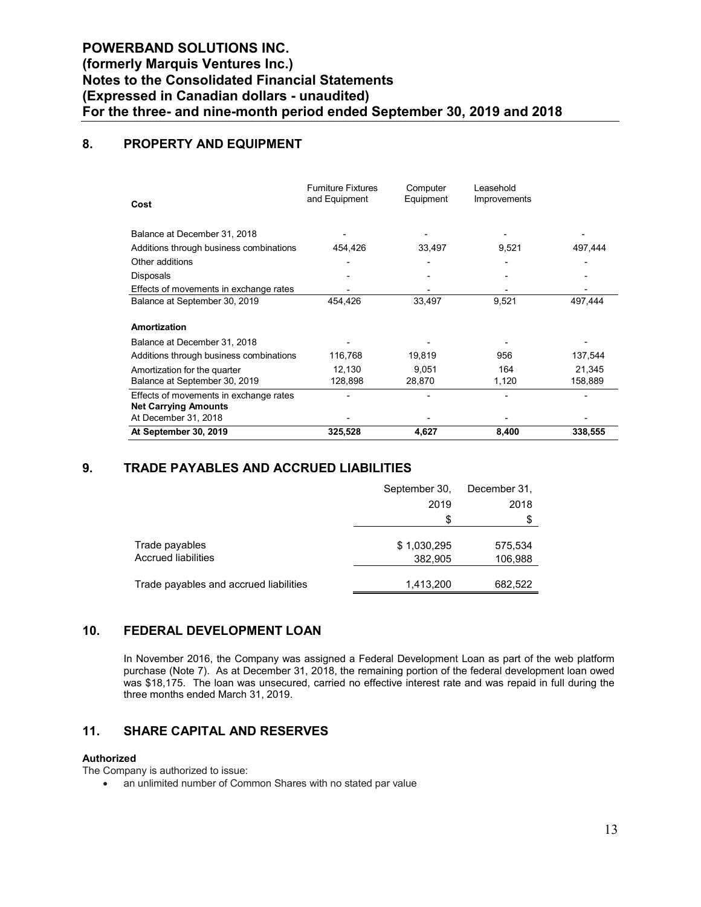## 8. PROPERTY AND EQUIPMENT

| Cost | Furniture Fixtures and Equipment | Computer Equipment | Leasehold Improvements | |
|---|---|---|---|---|
| Balance at December 31, 2018 | - | - | - | - |
| Additions through business combinations | 454,426 | 33,497 | 9,521 | 497,444 |
| Other additions | - | - | - | - |
| Disposals | - | - | - | - |
| Effects of movements in exchange rates | - | - | - | - |
| Balance at September 30, 2019 | 454,426 | 33,497 | 9,521 | 497,444 |
| **Amortization** | | | | |
| Balance at December 31, 2018 | - | - | - | - |
| Additions through business combinations | 116,768 | 19,819 | 956 | 137,544 |
| Amortization for the quarter | 12,130 | 9,051 | 164 | 21,345 |
| Balance at September 30, 2019 | 128,898 | 28,870 | 1,120 | 158,889 |
| Effects of movements in exchange rates | - | - | - | - |
| **Net Carrying Amounts** | | | | |
| At December 31, 2018 | - | - | - | - |
| **At September 30, 2019** | **325,528** | **4,627** | **8,400** | **338,555** |

## 9. TRADE PAYABLES AND ACCRUED LIABILITIES

| | September 30, 2019 | December 31, 2018 |
|---|---|---|
| | $ | $ |
| Trade payables | $ 1,030,295 | 575,534 |
| Accrued liabilities | 382,905 | 106,988 |
| Trade payables and accrued liabilities | 1,413,200 | 682,522 |

## 10. FEDERAL DEVELOPMENT LOAN

In November 2016, the Company was assigned a Federal Development Loan as part of the web platform purchase (Note 7). As at December 31, 2018, the remaining portion of the federal development loan owed was $18,175. The loan was unsecured, carried no effective interest rate and was repaid in full during the three months ended March 31, 2019.

## 11. SHARE CAPITAL AND RESERVES

**Authorized**

The Company is authorized to issue:

- an unlimited number of Common Shares with no stated par value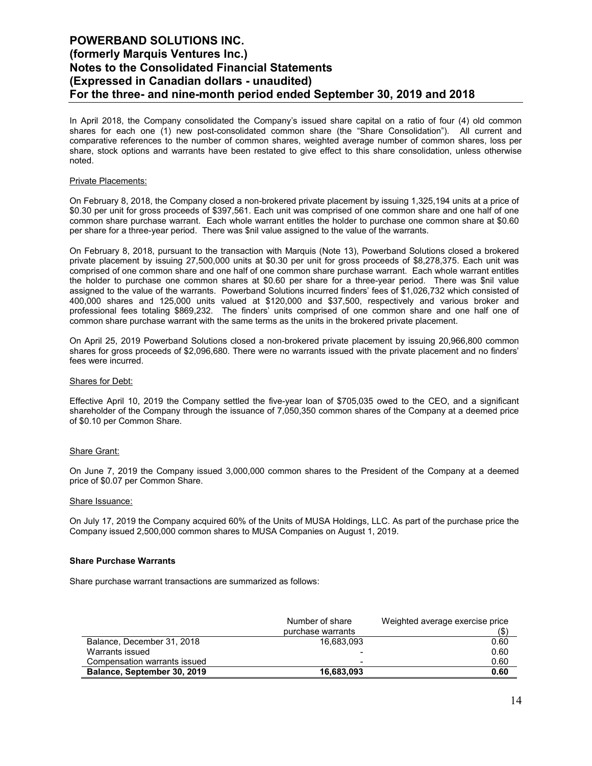In April 2018, the Company consolidated the Company's issued share capital on a ratio of four (4) old common shares for each one (1) new post-consolidated common share (the "Share Consolidation"). All current and comparative references to the number of common shares, weighted average number of common shares, loss per share, stock options and warrants have been restated to give effect to this share consolidation, unless otherwise noted.

Private Placements:

On February 8, 2018, the Company closed a non-brokered private placement by issuing 1,325,194 units at a price of $0.30 per unit for gross proceeds of $397,561. Each unit was comprised of one common share and one half of one common share purchase warrant. Each whole warrant entitles the holder to purchase one common share at $0.60 per share for a three-year period. There was $nil value assigned to the value of the warrants.

On February 8, 2018, pursuant to the transaction with Marquis (Note 13), Powerband Solutions closed a brokered private placement by issuing 27,500,000 units at $0.30 per unit for gross proceeds of $8,278,375. Each unit was comprised of one common share and one half of one common share purchase warrant. Each whole warrant entitles the holder to purchase one common shares at $0.60 per share for a three-year period. There was $nil value assigned to the value of the warrants. Powerband Solutions incurred finders' fees of $1,026,732 which consisted of 400,000 shares and 125,000 units valued at $120,000 and $37,500, respectively and various broker and professional fees totaling $869,232. The finders' units comprised of one common share and one half one of common share purchase warrant with the same terms as the units in the brokered private placement.

On April 25, 2019 Powerband Solutions closed a non-brokered private placement by issuing 20,966,800 common shares for gross proceeds of $2,096,680. There were no warrants issued with the private placement and no finders' fees were incurred.

Shares for Debt:

Effective April 10, 2019 the Company settled the five-year loan of $705,035 owed to the CEO, and a significant shareholder of the Company through the issuance of 7,050,350 common shares of the Company at a deemed price of $0.10 per Common Share.

Share Grant:

On June 7, 2019 the Company issued 3,000,000 common shares to the President of the Company at a deemed price of $0.07 per Common Share.

Share Issuance:

On July 17, 2019 the Company acquired 60% of the Units of MUSA Holdings, LLC. As part of the purchase price the Company issued 2,500,000 common shares to MUSA Companies on August 1, 2019.

**Share Purchase Warrants**

Share purchase warrant transactions are summarized as follows:

| | Number of share purchase warrants | Weighted average exercise price ($) |
|---|---|---|
| Balance, December 31, 2018 | 16,683,093 | 0.60 |
| Warrants issued | - | 0.60 |
| Compensation warrants issued | - | 0.60 |
| **Balance, September 30, 2019** | **16,683,093** | **0.60** |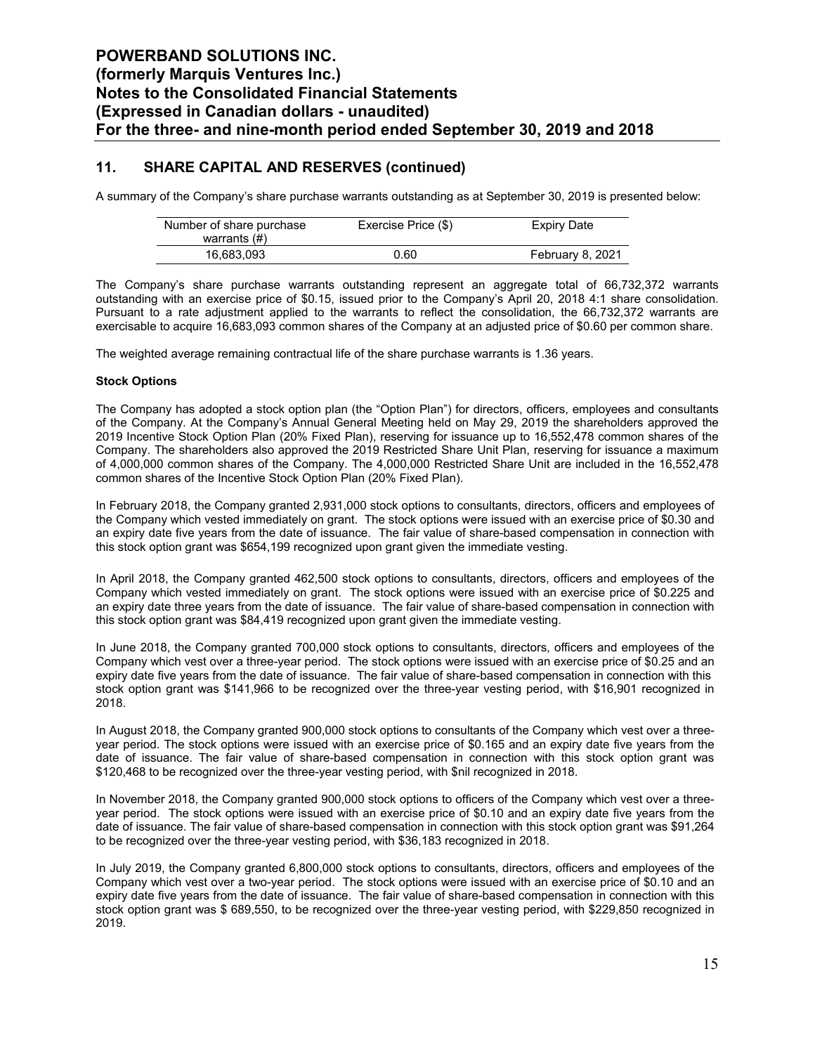## 11. SHARE CAPITAL AND RESERVES (continued)

A summary of the Company's share purchase warrants outstanding as at September 30, 2019 is presented below:

| Number of share purchase warrants (#) | Exercise Price ($) | Expiry Date |
|---|---|---|
| 16,683,093 | 0.60 | February 8, 2021 |

The Company's share purchase warrants outstanding represent an aggregate total of 66,732,372 warrants outstanding with an exercise price of $0.15, issued prior to the Company's April 20, 2018 4:1 share consolidation. Pursuant to a rate adjustment applied to the warrants to reflect the consolidation, the 66,732,372 warrants are exercisable to acquire 16,683,093 common shares of the Company at an adjusted price of $0.60 per common share.

The weighted average remaining contractual life of the share purchase warrants is 1.36 years.

**Stock Options**

The Company has adopted a stock option plan (the "Option Plan") for directors, officers, employees and consultants of the Company. At the Company's Annual General Meeting held on May 29, 2019 the shareholders approved the 2019 Incentive Stock Option Plan (20% Fixed Plan), reserving for issuance up to 16,552,478 common shares of the Company. The shareholders also approved the 2019 Restricted Share Unit Plan, reserving for issuance a maximum of 4,000,000 common shares of the Company. The 4,000,000 Restricted Share Unit are included in the 16,552,478 common shares of the Incentive Stock Option Plan (20% Fixed Plan).

In February 2018, the Company granted 2,931,000 stock options to consultants, directors, officers and employees of the Company which vested immediately on grant. The stock options were issued with an exercise price of $0.30 and an expiry date five years from the date of issuance. The fair value of share-based compensation in connection with this stock option grant was $654,199 recognized upon grant given the immediate vesting.

In April 2018, the Company granted 462,500 stock options to consultants, directors, officers and employees of the Company which vested immediately on grant. The stock options were issued with an exercise price of $0.225 and an expiry date three years from the date of issuance. The fair value of share-based compensation in connection with this stock option grant was $84,419 recognized upon grant given the immediate vesting.

In June 2018, the Company granted 700,000 stock options to consultants, directors, officers and employees of the Company which vest over a three-year period. The stock options were issued with an exercise price of $0.25 and an expiry date five years from the date of issuance. The fair value of share-based compensation in connection with this stock option grant was $141,966 to be recognized over the three-year vesting period, with $16,901 recognized in 2018.

In August 2018, the Company granted 900,000 stock options to consultants of the Company which vest over a three-year period. The stock options were issued with an exercise price of $0.165 and an expiry date five years from the date of issuance. The fair value of share-based compensation in connection with this stock option grant was $120,468 to be recognized over the three-year vesting period, with $nil recognized in 2018.

In November 2018, the Company granted 900,000 stock options to officers of the Company which vest over a three-year period. The stock options were issued with an exercise price of $0.10 and an expiry date five years from the date of issuance. The fair value of share-based compensation in connection with this stock option grant was $91,264 to be recognized over the three-year vesting period, with $36,183 recognized in 2018.

In July 2019, the Company granted 6,800,000 stock options to consultants, directors, officers and employees of the Company which vest over a two-year period. The stock options were issued with an exercise price of $0.10 and an expiry date five years from the date of issuance. The fair value of share-based compensation in connection with this stock option grant was $ 689,550, to be recognized over the three-year vesting period, with $229,850 recognized in 2019.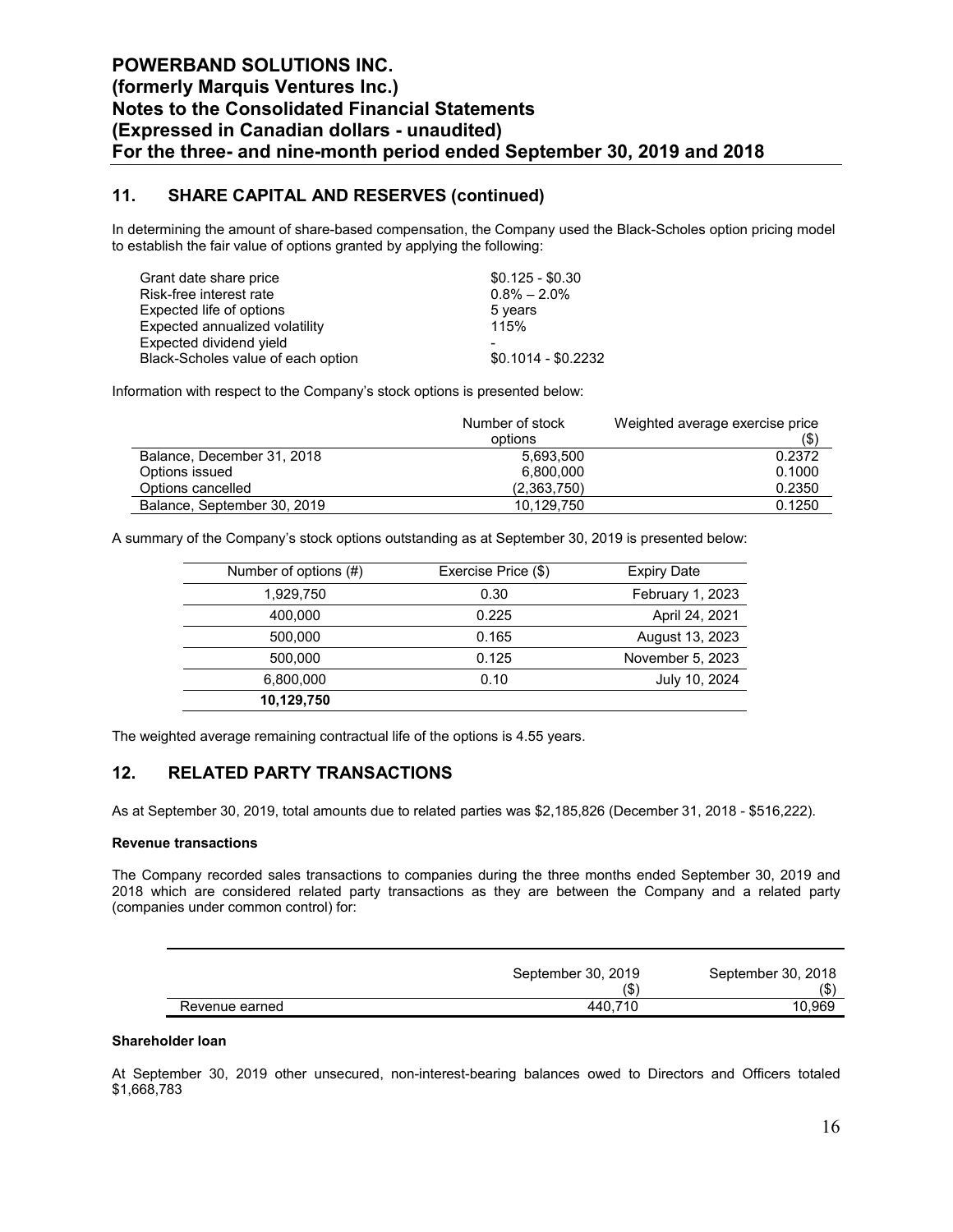## 11. SHARE CAPITAL AND RESERVES (continued)

In determining the amount of share-based compensation, the Company used the Black-Scholes option pricing model to establish the fair value of options granted by applying the following:

| | |
|---|---|
| Grant date share price | \$0.125 - \$0.30 |
| Risk-free interest rate | 0.8% – 2.0% |
| Expected life of options | 5 years |
| Expected annualized volatility | 115% |
| Expected dividend yield | - |
| Black-Scholes value of each option | \$0.1014 - \$0.2232 |

Information with respect to the Company's stock options is presented below:

| | Number of stock options | Weighted average exercise price (\$) |
|---|---|---|
| Balance, December 31, 2018 | 5,693,500 | 0.2372 |
| Options issued | 6,800,000 | 0.1000 |
| Options cancelled | (2,363,750) | 0.2350 |
| Balance, September 30, 2019 | 10,129,750 | 0.1250 |

A summary of the Company's stock options outstanding as at September 30, 2019 is presented below:

| Number of options (#) | Exercise Price (\$) | Expiry Date |
|---|---|---|
| 1,929,750 | 0.30 | February 1, 2023 |
| 400,000 | 0.225 | April 24, 2021 |
| 500,000 | 0.165 | August 13, 2023 |
| 500,000 | 0.125 | November 5, 2023 |
| 6,800,000 | 0.10 | July 10, 2024 |
| **10,129,750** | | |

The weighted average remaining contractual life of the options is 4.55 years.

## 12. RELATED PARTY TRANSACTIONS

As at September 30, 2019, total amounts due to related parties was \$2,185,826 (December 31, 2018 - \$516,222).

**Revenue transactions**

The Company recorded sales transactions to companies during the three months ended September 30, 2019 and 2018 which are considered related party transactions as they are between the Company and a related party (companies under common control) for:

| | September 30, 2019 (\$) | September 30, 2018 (\$) |
|---|---|---|
| Revenue earned | 440,710 | 10,969 |

**Shareholder loan**

At September 30, 2019 other unsecured, non-interest-bearing balances owed to Directors and Officers totaled \$1,668,783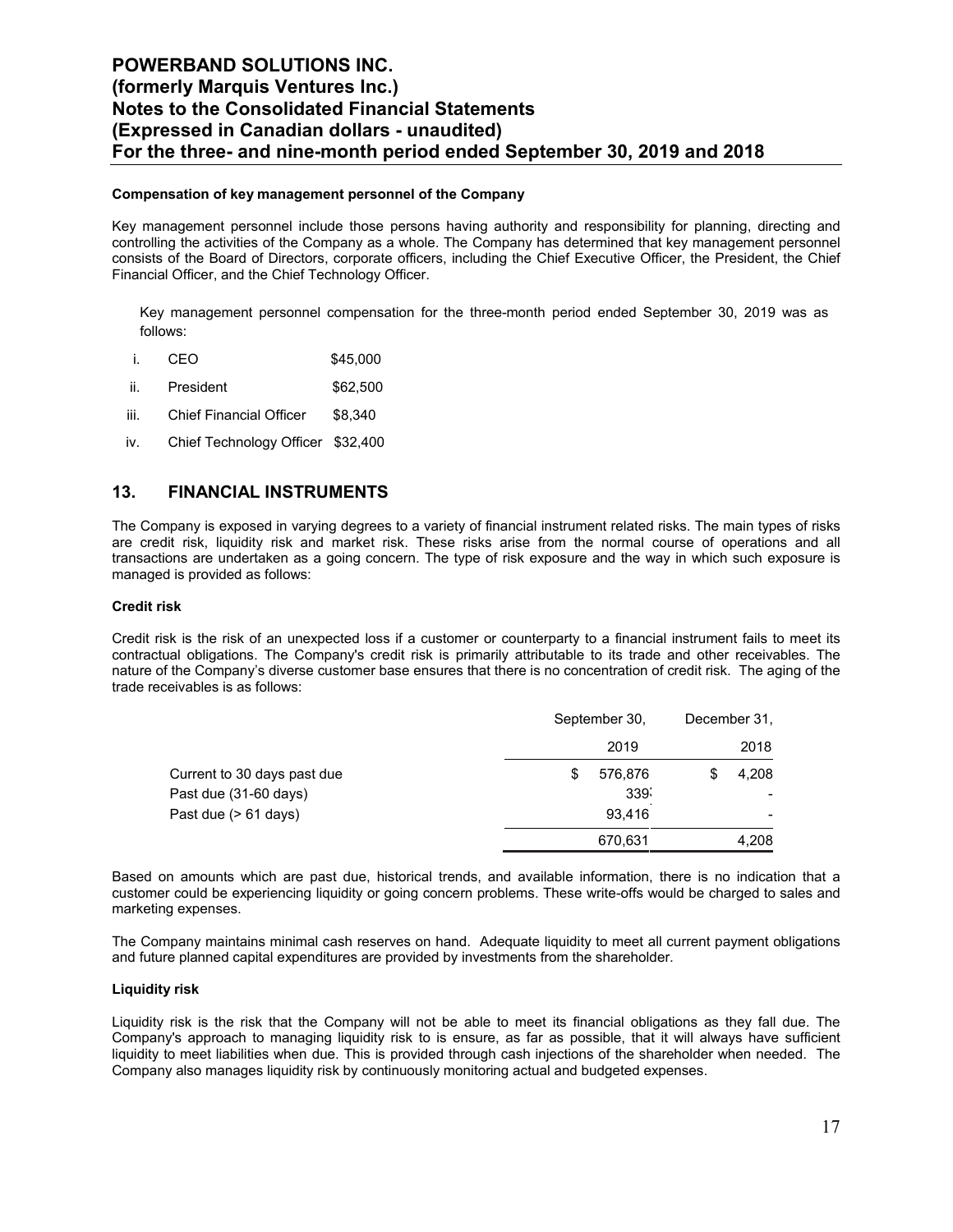#### Compensation of key management personnel of the Company

Key management personnel include those persons having authority and responsibility for planning, directing and controlling the activities of the Company as a whole. The Company has determined that key management personnel consists of the Board of Directors, corporate officers, including the Chief Executive Officer, the President, the Chief Financial Officer, and the Chief Technology Officer.

Key management personnel compensation for the three-month period ended September 30, 2019 was as follows:

i. CEO $45,000

ii. President $62,500

iii. Chief Financial Officer $8,340

iv. Chief Technology Officer $32,400

## 13. FINANCIAL INSTRUMENTS

The Company is exposed in varying degrees to a variety of financial instrument related risks. The main types of risks are credit risk, liquidity risk and market risk. These risks arise from the normal course of operations and all transactions are undertaken as a going concern. The type of risk exposure and the way in which such exposure is managed is provided as follows:

#### Credit risk

Credit risk is the risk of an unexpected loss if a customer or counterparty to a financial instrument fails to meet its contractual obligations. The Company's credit risk is primarily attributable to its trade and other receivables. The nature of the Company's diverse customer base ensures that there is no concentration of credit risk. The aging of the trade receivables is as follows:

| | September 30, 2019 | December 31, 2018 |
|---|---|---|
| Current to 30 days past due | $ 576,876 | $ 4,208 |
| Past due (31-60 days) | 339 | - |
| Past due (> 61 days) | 93,416 | - |
| | 670,631 | 4,208 |

Based on amounts which are past due, historical trends, and available information, there is no indication that a customer could be experiencing liquidity or going concern problems. These write-offs would be charged to sales and marketing expenses.

The Company maintains minimal cash reserves on hand. Adequate liquidity to meet all current payment obligations and future planned capital expenditures are provided by investments from the shareholder.

#### Liquidity risk

Liquidity risk is the risk that the Company will not be able to meet its financial obligations as they fall due. The Company's approach to managing liquidity risk to is ensure, as far as possible, that it will always have sufficient liquidity to meet liabilities when due. This is provided through cash injections of the shareholder when needed. The Company also manages liquidity risk by continuously monitoring actual and budgeted expenses.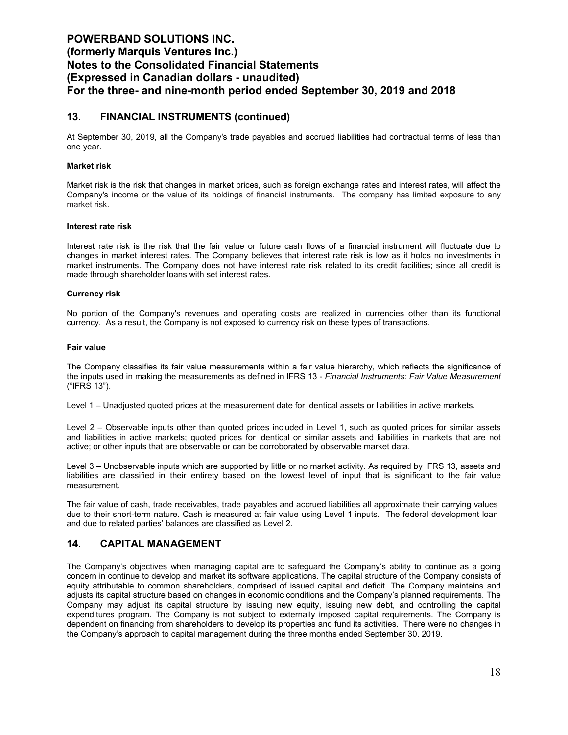## 13. FINANCIAL INSTRUMENTS (continued)

At September 30, 2019, all the Company's trade payables and accrued liabilities had contractual terms of less than one year.

**Market risk**

Market risk is the risk that changes in market prices, such as foreign exchange rates and interest rates, will affect the Company's income or the value of its holdings of financial instruments. The company has limited exposure to any market risk.

**Interest rate risk**

Interest rate risk is the risk that the fair value or future cash flows of a financial instrument will fluctuate due to changes in market interest rates. The Company believes that interest rate risk is low as it holds no investments in market instruments. The Company does not have interest rate risk related to its credit facilities; since all credit is made through shareholder loans with set interest rates.

**Currency risk**

No portion of the Company's revenues and operating costs are realized in currencies other than its functional currency. As a result, the Company is not exposed to currency risk on these types of transactions.

**Fair value**

The Company classifies its fair value measurements within a fair value hierarchy, which reflects the significance of the inputs used in making the measurements as defined in IFRS 13 - *Financial Instruments: Fair Value Measurement* ("IFRS 13").

Level 1 – Unadjusted quoted prices at the measurement date for identical assets or liabilities in active markets.

Level 2 – Observable inputs other than quoted prices included in Level 1, such as quoted prices for similar assets and liabilities in active markets; quoted prices for identical or similar assets and liabilities in markets that are not active; or other inputs that are observable or can be corroborated by observable market data.

Level 3 – Unobservable inputs which are supported by little or no market activity. As required by IFRS 13, assets and liabilities are classified in their entirety based on the lowest level of input that is significant to the fair value measurement.

The fair value of cash, trade receivables, trade payables and accrued liabilities all approximate their carrying values due to their short-term nature. Cash is measured at fair value using Level 1 inputs. The federal development loan and due to related parties' balances are classified as Level 2.

## 14. CAPITAL MANAGEMENT

The Company's objectives when managing capital are to safeguard the Company's ability to continue as a going concern in continue to develop and market its software applications. The capital structure of the Company consists of equity attributable to common shareholders, comprised of issued capital and deficit. The Company maintains and adjusts its capital structure based on changes in economic conditions and the Company's planned requirements. The Company may adjust its capital structure by issuing new equity, issuing new debt, and controlling the capital expenditures program. The Company is not subject to externally imposed capital requirements. The Company is dependent on financing from shareholders to develop its properties and fund its activities. There were no changes in the Company's approach to capital management during the three months ended September 30, 2019.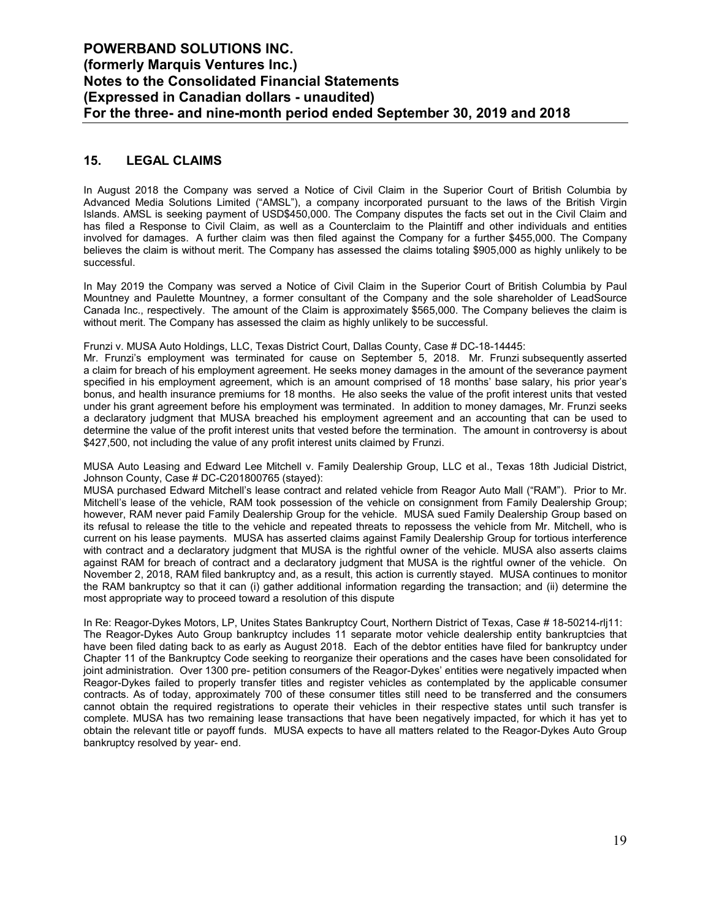## 15. LEGAL CLAIMS

In August 2018 the Company was served a Notice of Civil Claim in the Superior Court of British Columbia by Advanced Media Solutions Limited ("AMSL"), a company incorporated pursuant to the laws of the British Virgin Islands. AMSL is seeking payment of USD$450,000. The Company disputes the facts set out in the Civil Claim and has filed a Response to Civil Claim, as well as a Counterclaim to the Plaintiff and other individuals and entities involved for damages. A further claim was then filed against the Company for a further $455,000. The Company believes the claim is without merit. The Company has assessed the claims totaling $905,000 as highly unlikely to be successful.

In May 2019 the Company was served a Notice of Civil Claim in the Superior Court of British Columbia by Paul Mountney and Paulette Mountney, a former consultant of the Company and the sole shareholder of LeadSource Canada Inc., respectively. The amount of the Claim is approximately $565,000. The Company believes the claim is without merit. The Company has assessed the claim as highly unlikely to be successful.

Frunzi v. MUSA Auto Holdings, LLC, Texas District Court, Dallas County, Case # DC-18-14445:
Mr. Frunzi's employment was terminated for cause on September 5, 2018. Mr. Frunzi subsequently asserted a claim for breach of his employment agreement. He seeks money damages in the amount of the severance payment specified in his employment agreement, which is an amount comprised of 18 months' base salary, his prior year's bonus, and health insurance premiums for 18 months. He also seeks the value of the profit interest units that vested under his grant agreement before his employment was terminated. In addition to money damages, Mr. Frunzi seeks a declaratory judgment that MUSA breached his employment agreement and an accounting that can be used to determine the value of the profit interest units that vested before the termination. The amount in controversy is about $427,500, not including the value of any profit interest units claimed by Frunzi.

MUSA Auto Leasing and Edward Lee Mitchell v. Family Dealership Group, LLC et al., Texas 18th Judicial District, Johnson County, Case # DC-C201800765 (stayed):
MUSA purchased Edward Mitchell's lease contract and related vehicle from Reagor Auto Mall ("RAM"). Prior to Mr. Mitchell's lease of the vehicle, RAM took possession of the vehicle on consignment from Family Dealership Group; however, RAM never paid Family Dealership Group for the vehicle. MUSA sued Family Dealership Group based on its refusal to release the title to the vehicle and repeated threats to repossess the vehicle from Mr. Mitchell, who is current on his lease payments. MUSA has asserted claims against Family Dealership Group for tortious interference with contract and a declaratory judgment that MUSA is the rightful owner of the vehicle. MUSA also asserts claims against RAM for breach of contract and a declaratory judgment that MUSA is the rightful owner of the vehicle. On November 2, 2018, RAM filed bankruptcy and, as a result, this action is currently stayed. MUSA continues to monitor the RAM bankruptcy so that it can (i) gather additional information regarding the transaction; and (ii) determine the most appropriate way to proceed toward a resolution of this dispute

In Re: Reagor-Dykes Motors, LP, Unites States Bankruptcy Court, Northern District of Texas, Case # 18-50214-rlj11:
The Reagor-Dykes Auto Group bankruptcy includes 11 separate motor vehicle dealership entity bankruptcies that have been filed dating back to as early as August 2018. Each of the debtor entities have filed for bankruptcy under Chapter 11 of the Bankruptcy Code seeking to reorganize their operations and the cases have been consolidated for joint administration. Over 1300 pre- petition consumers of the Reagor-Dykes' entities were negatively impacted when Reagor-Dykes failed to properly transfer titles and register vehicles as contemplated by the applicable consumer contracts. As of today, approximately 700 of these consumer titles still need to be transferred and the consumers cannot obtain the required registrations to operate their vehicles in their respective states until such transfer is complete. MUSA has two remaining lease transactions that have been negatively impacted, for which it has yet to obtain the relevant title or payoff funds. MUSA expects to have all matters related to the Reagor-Dykes Auto Group bankruptcy resolved by year- end.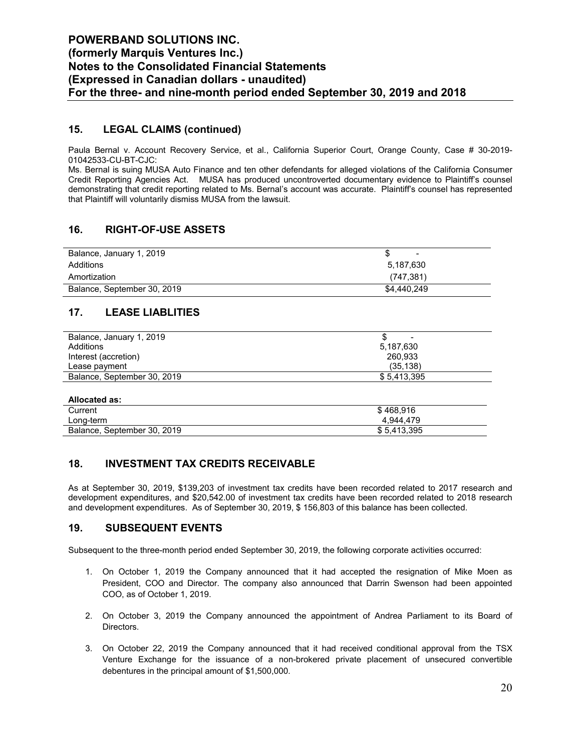## 15. LEGAL CLAIMS (continued)

Paula Bernal v. Account Recovery Service, et al., California Superior Court, Orange County, Case # 30-2019-01042533-CU-BT-CJC:
Ms. Bernal is suing MUSA Auto Finance and ten other defendants for alleged violations of the California Consumer Credit Reporting Agencies Act. MUSA has produced uncontroverted documentary evidence to Plaintiff's counsel demonstrating that credit reporting related to Ms. Bernal's account was accurate. Plaintiff's counsel has represented that Plaintiff will voluntarily dismiss MUSA from the lawsuit.

## 16. RIGHT-OF-USE ASSETS

| | |
|---|---|
| Balance, January 1, 2019 | $ - |
| Additions | 5,187,630 |
| Amortization | (747,381) |
| Balance, September 30, 2019 | $4,440,249 |

## 17. LEASE LIABLITIES

| | |
|---|---|
| Balance, January 1, 2019 | $ - |
| Additions | 5,187,630 |
| Interest (accretion) | 260,933 |
| Lease payment | (35,138) |
| Balance, September 30, 2019 | $ 5,413,395 |

| **Allocated as:** | |
|---|---|
| Current | $ 468,916 |
| Long-term | 4,944,479 |
| Balance, September 30, 2019 | $ 5,413,395 |

## 18. INVESTMENT TAX CREDITS RECEIVABLE

As at September 30, 2019, $139,203 of investment tax credits have been recorded related to 2017 research and development expenditures, and $20,542.00 of investment tax credits have been recorded related to 2018 research and development expenditures. As of September 30, 2019, $ 156,803 of this balance has been collected.

## 19. SUBSEQUENT EVENTS

Subsequent to the three-month period ended September 30, 2019, the following corporate activities occurred:

1. On October 1, 2019 the Company announced that it had accepted the resignation of Mike Moen as President, COO and Director. The company also announced that Darrin Swenson had been appointed COO, as of October 1, 2019.

2. On October 3, 2019 the Company announced the appointment of Andrea Parliament to its Board of Directors.

3. On October 22, 2019 the Company announced that it had received conditional approval from the TSX Venture Exchange for the issuance of a non-brokered private placement of unsecured convertible debentures in the principal amount of $1,500,000.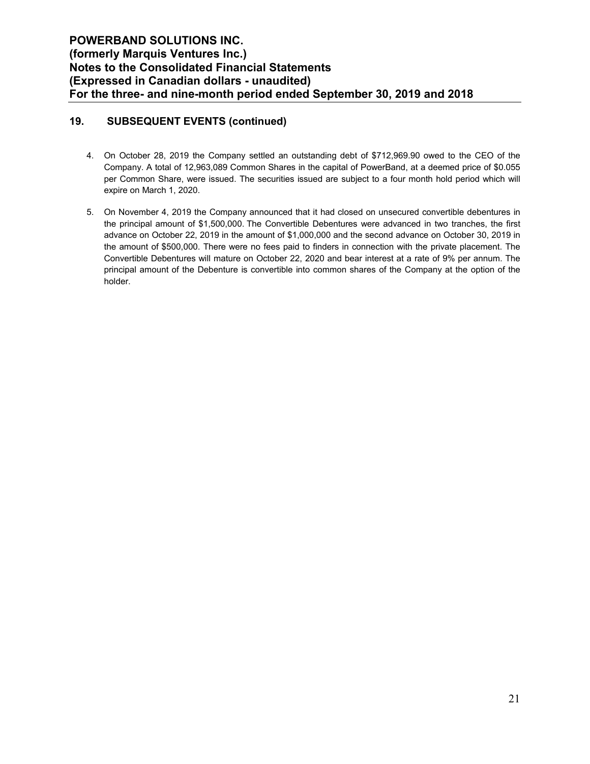## 19. SUBSEQUENT EVENTS (continued)

4. On October 28, 2019 the Company settled an outstanding debt of $712,969.90 owed to the CEO of the Company. A total of 12,963,089 Common Shares in the capital of PowerBand, at a deemed price of $0.055 per Common Share, were issued. The securities issued are subject to a four month hold period which will expire on March 1, 2020.

5. On November 4, 2019 the Company announced that it had closed on unsecured convertible debentures in the principal amount of $1,500,000. The Convertible Debentures were advanced in two tranches, the first advance on October 22, 2019 in the amount of $1,000,000 and the second advance on October 30, 2019 in the amount of $500,000. There were no fees paid to finders in connection with the private placement. The Convertible Debentures will mature on October 22, 2020 and bear interest at a rate of 9% per annum. The principal amount of the Debenture is convertible into common shares of the Company at the option of the holder.